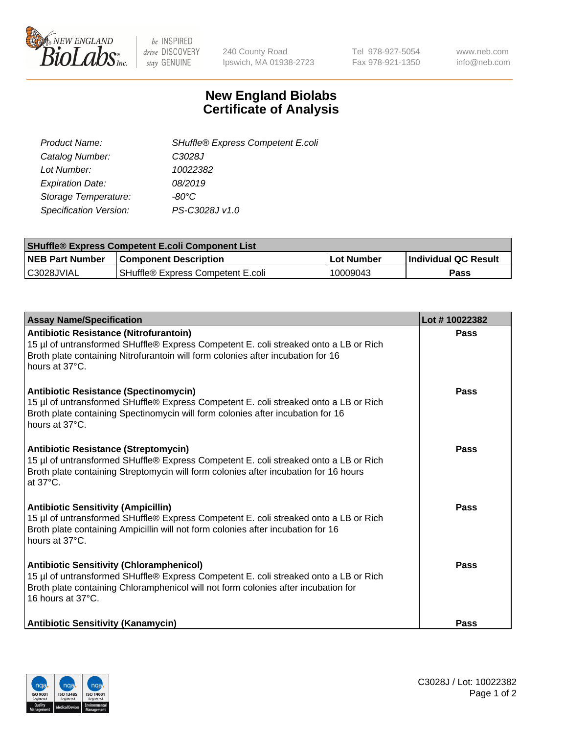# New England Biolabs Certificate of Analysis

| | |
|---|---|
| *Product Name:* | *SHuffle® Express Competent E.coli* |
| *Catalog Number:* | *C3028J* |
| *Lot Number:* | *10022382* |
| *Expiration Date:* | *08/2019* |
| *Storage Temperature:* | *-80°C* |
| *Specification Version:* | *PS-C3028J v1.0* |

| SHuffle® Express Competent E.coli Component List | | | |
|---|---|---|---|
| **NEB Part Number** | **Component Description** | **Lot Number** | **Individual QC Result** |
| C3028JVIAL | SHuffle® Express Competent E.coli | 10009043 | **Pass** |

| Assay Name/Specification | Lot # 10022382 |
|---|---|
| **Antibiotic Resistance (Nitrofurantoin)**<br>15 µl of untransformed SHuffle® Express Competent E. coli streaked onto a LB or Rich Broth plate containing Nitrofurantoin will form colonies after incubation for 16 hours at 37°C. | **Pass** |
| **Antibiotic Resistance (Spectinomycin)**<br>15 µl of untransformed SHuffle® Express Competent E. coli streaked onto a LB or Rich Broth plate containing Spectinomycin will form colonies after incubation for 16 hours at 37°C. | **Pass** |
| **Antibiotic Resistance (Streptomycin)**<br>15 µl of untransformed SHuffle® Express Competent E. coli streaked onto a LB or Rich Broth plate containing Streptomycin will form colonies after incubation for 16 hours at 37°C. | **Pass** |
| **Antibiotic Sensitivity (Ampicillin)**<br>15 µl of untransformed SHuffle® Express Competent E. coli streaked onto a LB or Rich Broth plate containing Ampicillin will not form colonies after incubation for 16 hours at 37°C. | **Pass** |
| **Antibiotic Sensitivity (Chloramphenicol)**<br>15 µl of untransformed SHuffle® Express Competent E. coli streaked onto a LB or Rich Broth plate containing Chloramphenicol will not form colonies after incubation for 16 hours at 37°C. | **Pass** |
| **Antibiotic Sensitivity (Kanamycin)** | **Pass** |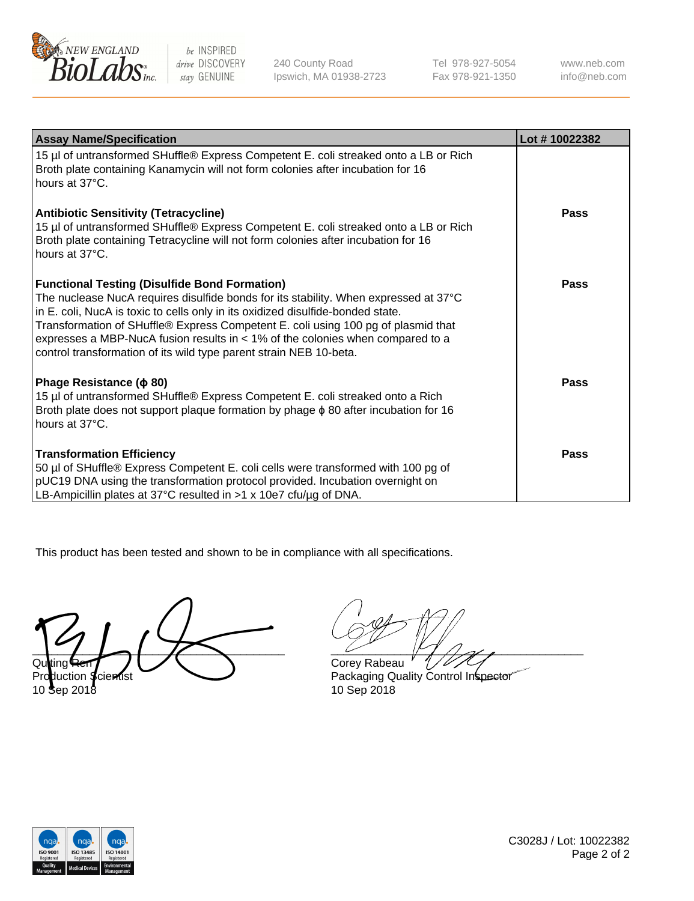| Assay Name/Specification | Lot # 10022382 |
| --- | --- |
| 15 µl of untransformed SHuffle® Express Competent E. coli streaked onto a LB or Rich Broth plate containing Kanamycin will not form colonies after incubation for 16 hours at 37°C. | |
| **Antibiotic Sensitivity (Tetracycline)**<br>15 µl of untransformed SHuffle® Express Competent E. coli streaked onto a LB or Rich Broth plate containing Tetracycline will not form colonies after incubation for 16 hours at 37°C. | **Pass** |
| **Functional Testing (Disulfide Bond Formation)**<br>The nuclease NucA requires disulfide bonds for its stability. When expressed at 37°C in E. coli, NucA is toxic to cells only in its oxidized disulfide-bonded state. Transformation of SHuffle® Express Competent E. coli using 100 pg of plasmid that expresses a MBP-NucA fusion results in < 1% of the colonies when compared to a control transformation of its wild type parent strain NEB 10-beta. | **Pass** |
| **Phage Resistance (ϕ 80)**<br>15 µl of untransformed SHuffle® Express Competent E. coli streaked onto a Rich Broth plate does not support plaque formation by phage ϕ 80 after incubation for 16 hours at 37°C. | **Pass** |
| **Transformation Efficiency**<br>50 µl of SHuffle® Express Competent E. coli cells were transformed with 100 pg of pUC19 DNA using the transformation protocol provided. Incubation overnight on LB-Ampicillin plates at 37°C resulted in >1 x 10e7 cfu/µg of DNA. | **Pass** |

This product has been tested and shown to be in compliance with all specifications.

Quiting Ren
Production Scientist
10 Sep 2018

Corey Rabeau
Packaging Quality Control Inspector
10 Sep 2018

C3028J / Lot: 10022382